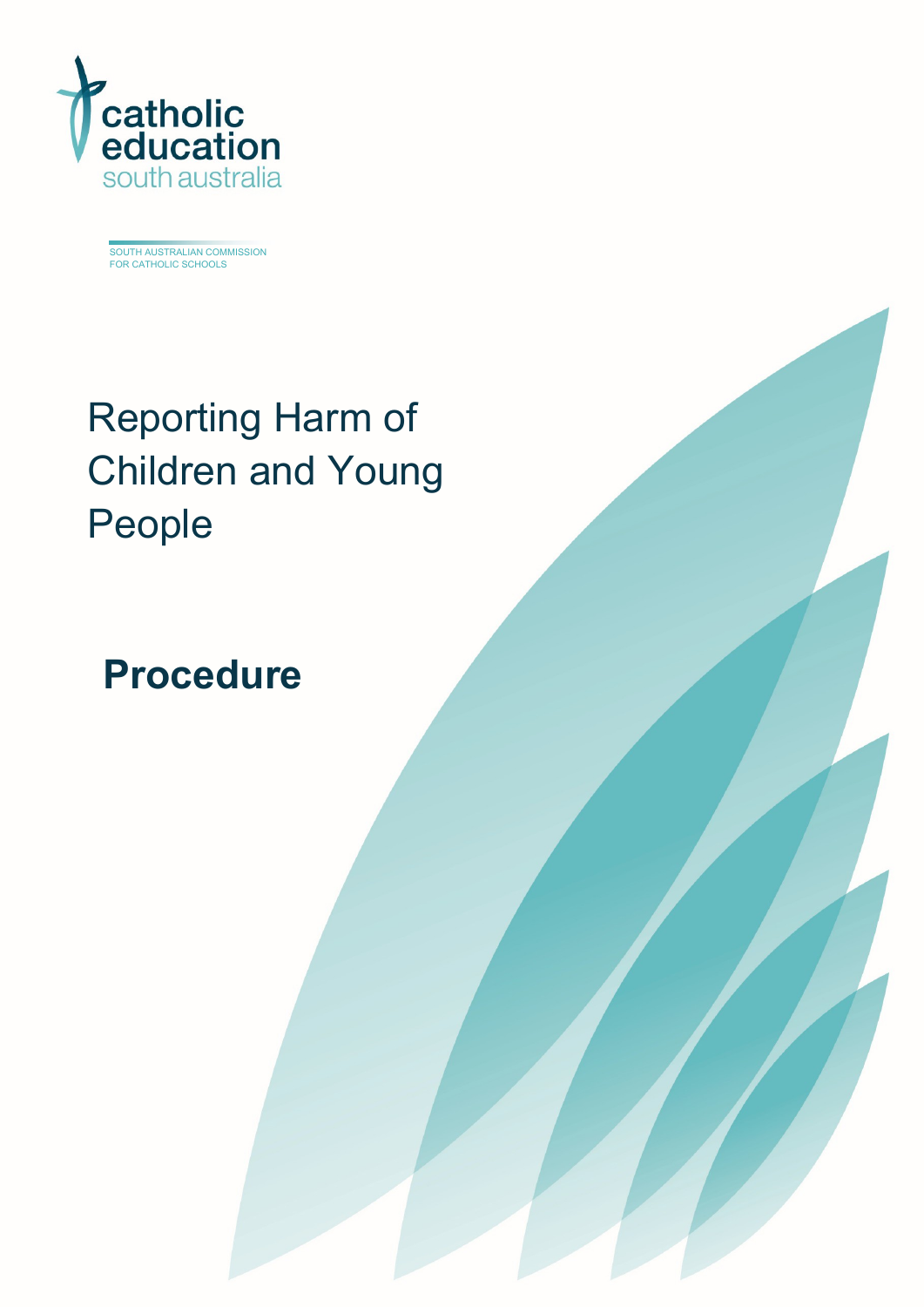catholic education south australia

SOUTH AUSTRALIAN COMMISSION FOR CATHOLIC SCHOOLS

# Reporting Harm of Children and Young People

## Procedure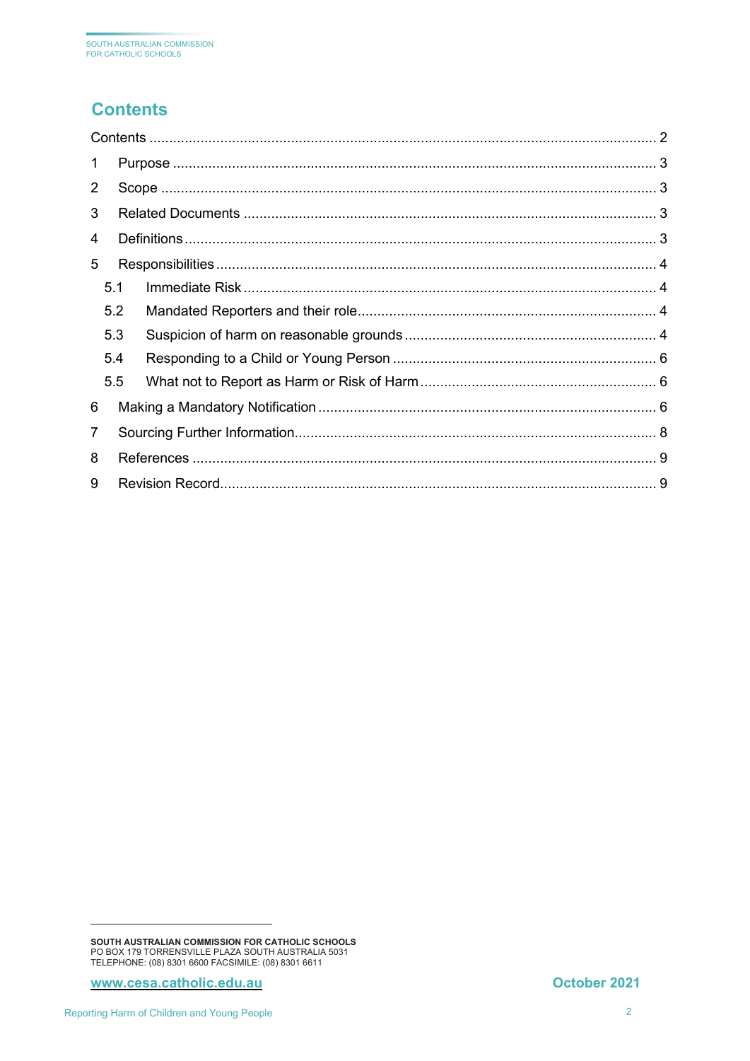## Contents

Contents ........................................................................................................................ 2

1 Purpose ........................................................................................................................ 3

2 Scope ........................................................................................................................ 3

3 Related Documents ........................................................................................................ 3

4 Definitions ........................................................................................................................ 3

5 Responsibilities ........................................................................................................ 4

- 5.1 Immediate Risk ........................................................................................................ 4
- 5.2 Mandated Reporters and their role ........................................................................ 4
- 5.3 Suspicion of harm on reasonable grounds ............................................................ 4
- 5.4 Responding to a Child or Young Person ................................................................ 6
- 5.5 What not to Report as Harm or Risk of Harm ........................................................ 6

6 Making a Mandatory Notification ................................................................................ 6

7 Sourcing Further Information ........................................................................................ 8

8 References ........................................................................................................................ 9

9 Revision Record ........................................................................................................ 9

**SOUTH AUSTRALIAN COMMISSION FOR CATHOLIC SCHOOLS**
PO BOX 179 TORRENSVILLE PLAZA SOUTH AUSTRALIA 5031
TELEPHONE: (08) 8301 6600 FACSIMILE: (08) 8301 6611

**www.cesa.catholic.edu.au** **October 2021**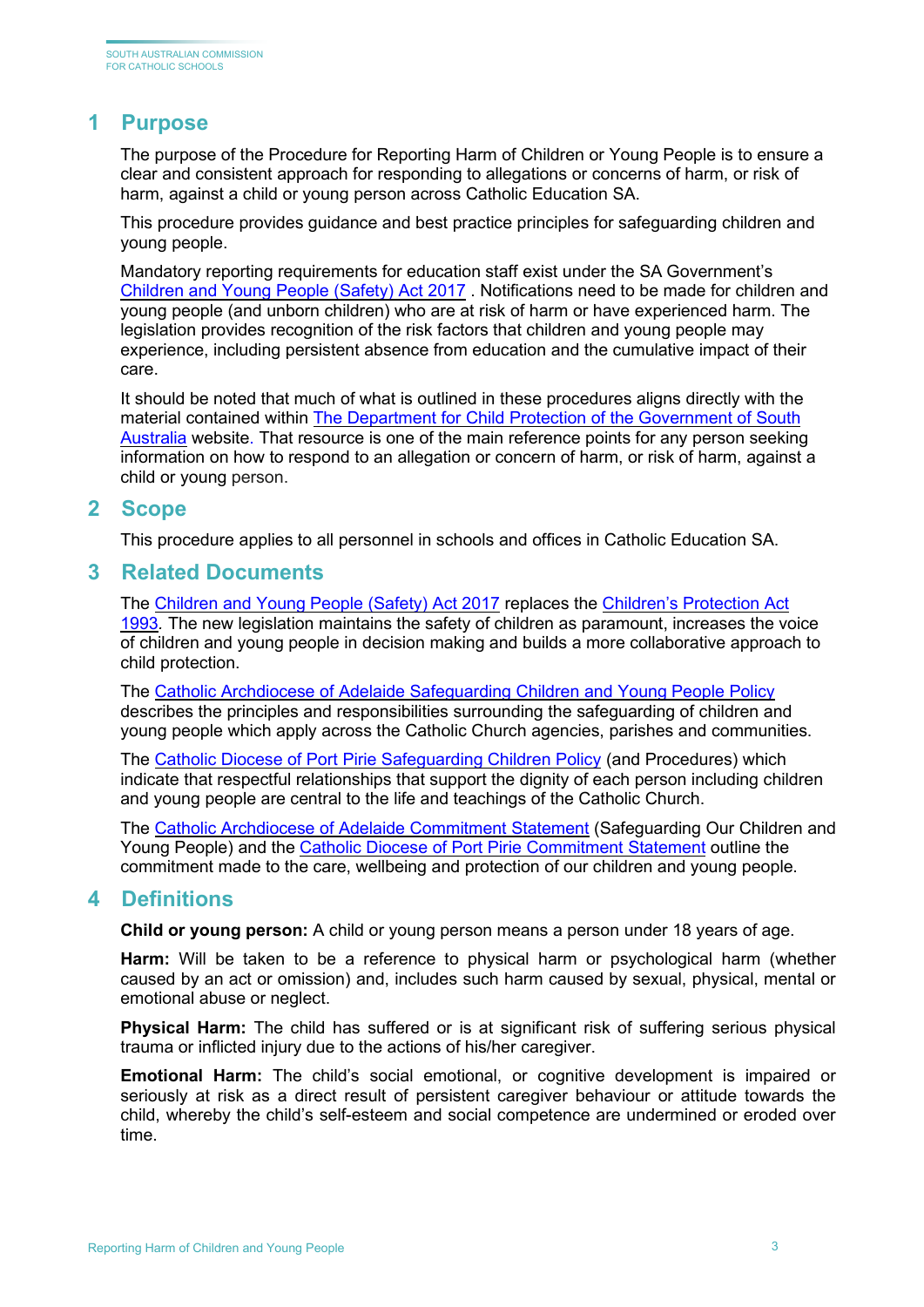## 1 Purpose

The purpose of the Procedure for Reporting Harm of Children or Young People is to ensure a clear and consistent approach for responding to allegations or concerns of harm, or risk of harm, against a child or young person across Catholic Education SA.

This procedure provides guidance and best practice principles for safeguarding children and young people.

Mandatory reporting requirements for education staff exist under the SA Government's Children and Young People (Safety) Act 2017 . Notifications need to be made for children and young people (and unborn children) who are at risk of harm or have experienced harm. The legislation provides recognition of the risk factors that children and young people may experience, including persistent absence from education and the cumulative impact of their care.

It should be noted that much of what is outlined in these procedures aligns directly with the material contained within The Department for Child Protection of the Government of South Australia website. That resource is one of the main reference points for any person seeking information on how to respond to an allegation or concern of harm, or risk of harm, against a child or young person.

## 2 Scope

This procedure applies to all personnel in schools and offices in Catholic Education SA.

## 3 Related Documents

The Children and Young People (Safety) Act 2017 replaces the Children's Protection Act 1993. The new legislation maintains the safety of children as paramount, increases the voice of children and young people in decision making and builds a more collaborative approach to child protection.

The Catholic Archdiocese of Adelaide Safeguarding Children and Young People Policy describes the principles and responsibilities surrounding the safeguarding of children and young people which apply across the Catholic Church agencies, parishes and communities.

The Catholic Diocese of Port Pirie Safeguarding Children Policy (and Procedures) which indicate that respectful relationships that support the dignity of each person including children and young people are central to the life and teachings of the Catholic Church.

The Catholic Archdiocese of Adelaide Commitment Statement (Safeguarding Our Children and Young People) and the Catholic Diocese of Port Pirie Commitment Statement outline the commitment made to the care, wellbeing and protection of our children and young people.

## 4 Definitions

**Child or young person:** A child or young person means a person under 18 years of age.

**Harm:** Will be taken to be a reference to physical harm or psychological harm (whether caused by an act or omission) and, includes such harm caused by sexual, physical, mental or emotional abuse or neglect.

**Physical Harm:** The child has suffered or is at significant risk of suffering serious physical trauma or inflicted injury due to the actions of his/her caregiver.

**Emotional Harm:** The child's social emotional, or cognitive development is impaired or seriously at risk as a direct result of persistent caregiver behaviour or attitude towards the child, whereby the child's self-esteem and social competence are undermined or eroded over time.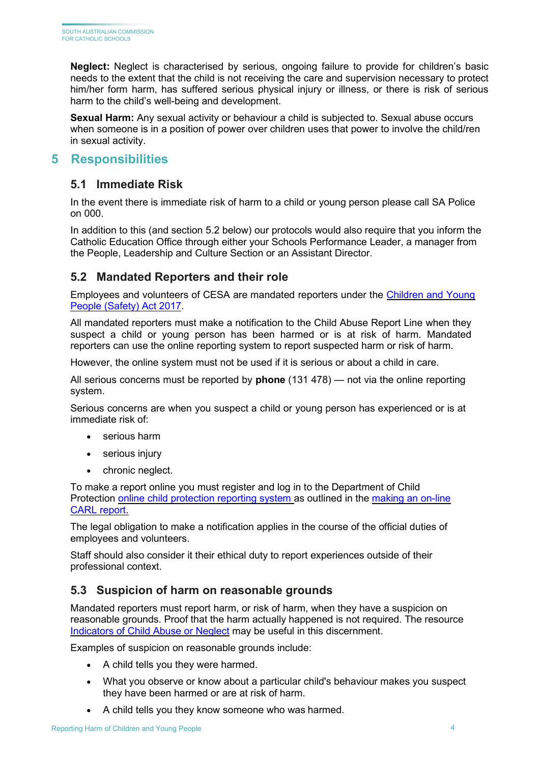**Neglect:** Neglect is characterised by serious, ongoing failure to provide for children's basic needs to the extent that the child is not receiving the care and supervision necessary to protect him/her form harm, has suffered serious physical injury or illness, or there is risk of serious harm to the child's well-being and development.

**Sexual Harm:** Any sexual activity or behaviour a child is subjected to. Sexual abuse occurs when someone is in a position of power over children uses that power to involve the child/ren in sexual activity.

# 5 Responsibilities

## 5.1 Immediate Risk

In the event there is immediate risk of harm to a child or young person please call SA Police on 000.

In addition to this (and section 5.2 below) our protocols would also require that you inform the Catholic Education Office through either your Schools Performance Leader, a manager from the People, Leadership and Culture Section or an Assistant Director.

## 5.2 Mandated Reporters and their role

Employees and volunteers of CESA are mandated reporters under the Children and Young People (Safety) Act 2017.

All mandated reporters must make a notification to the Child Abuse Report Line when they suspect a child or young person has been harmed or is at risk of harm. Mandated reporters can use the online reporting system to report suspected harm or risk of harm.

However, the online system must not be used if it is serious or about a child in care.

All serious concerns must be reported by **phone** (131 478) — not via the online reporting system.

Serious concerns are when you suspect a child or young person has experienced or is at immediate risk of:

- serious harm
- serious injury
- chronic neglect.

To make a report online you must register and log in to the Department of Child Protection online child protection reporting system as outlined in the making an on-line CARL report.

The legal obligation to make a notification applies in the course of the official duties of employees and volunteers.

Staff should also consider it their ethical duty to report experiences outside of their professional context.

## 5.3 Suspicion of harm on reasonable grounds

Mandated reporters must report harm, or risk of harm, when they have a suspicion on reasonable grounds. Proof that the harm actually happened is not required. The resource Indicators of Child Abuse or Neglect may be useful in this discernment.

Examples of suspicion on reasonable grounds include:

- A child tells you they were harmed.
- What you observe or know about a particular child's behaviour makes you suspect they have been harmed or are at risk of harm.
- A child tells you they know someone who was harmed.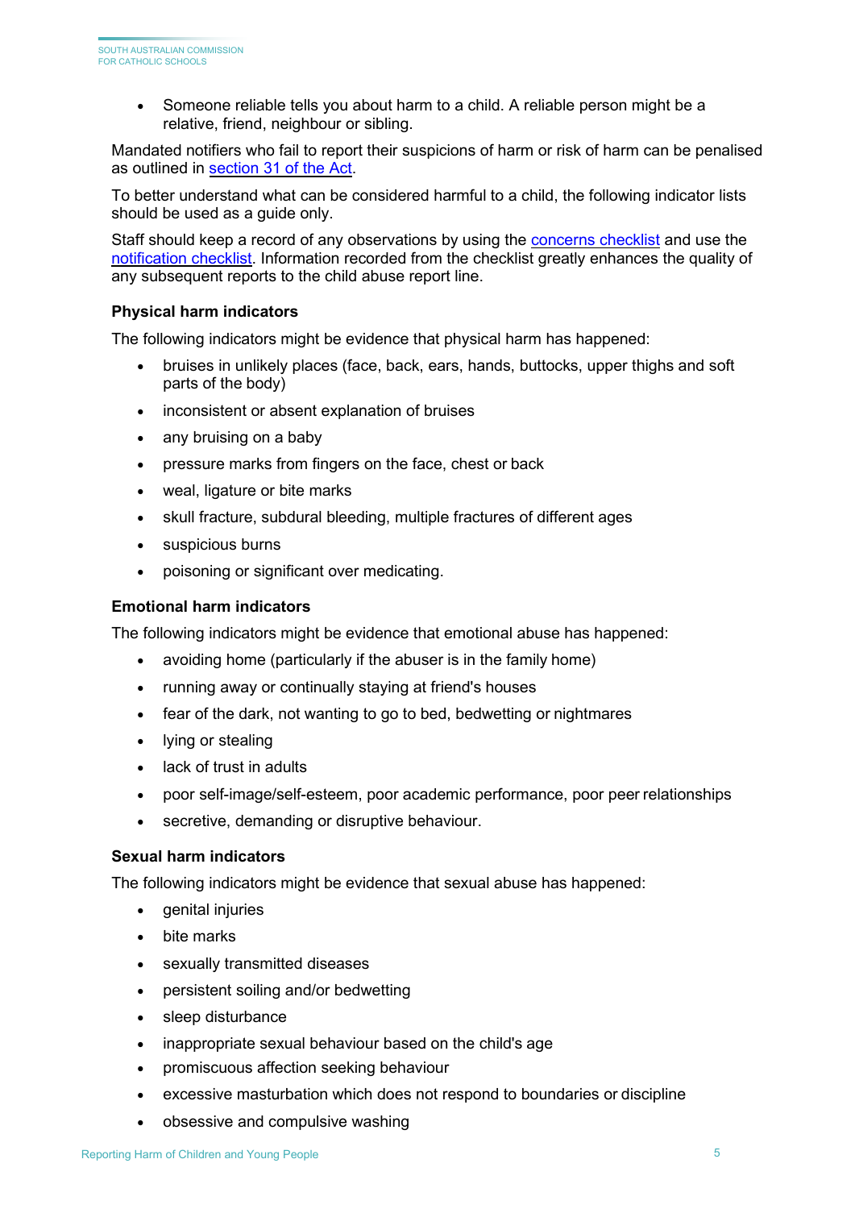- Someone reliable tells you about harm to a child. A reliable person might be a relative, friend, neighbour or sibling.

Mandated notifiers who fail to report their suspicions of harm or risk of harm can be penalised as outlined in [section 31 of the Act](#).

To better understand what can be considered harmful to a child, the following indicator lists should be used as a guide only.

Staff should keep a record of any observations by using the [concerns checklist](#) and use the [notification checklist](#). Information recorded from the checklist greatly enhances the quality of any subsequent reports to the child abuse report line.

### Physical harm indicators

The following indicators might be evidence that physical harm has happened:

- bruises in unlikely places (face, back, ears, hands, buttocks, upper thighs and soft parts of the body)
- inconsistent or absent explanation of bruises
- any bruising on a baby
- pressure marks from fingers on the face, chest or back
- weal, ligature or bite marks
- skull fracture, subdural bleeding, multiple fractures of different ages
- suspicious burns
- poisoning or significant over medicating.

### Emotional harm indicators

The following indicators might be evidence that emotional abuse has happened:

- avoiding home (particularly if the abuser is in the family home)
- running away or continually staying at friend's houses
- fear of the dark, not wanting to go to bed, bedwetting or nightmares
- lying or stealing
- lack of trust in adults
- poor self-image/self-esteem, poor academic performance, poor peer relationships
- secretive, demanding or disruptive behaviour.

### Sexual harm indicators

The following indicators might be evidence that sexual abuse has happened:

- genital injuries
- bite marks
- sexually transmitted diseases
- persistent soiling and/or bedwetting
- sleep disturbance
- inappropriate sexual behaviour based on the child's age
- promiscuous affection seeking behaviour
- excessive masturbation which does not respond to boundaries or discipline
- obsessive and compulsive washing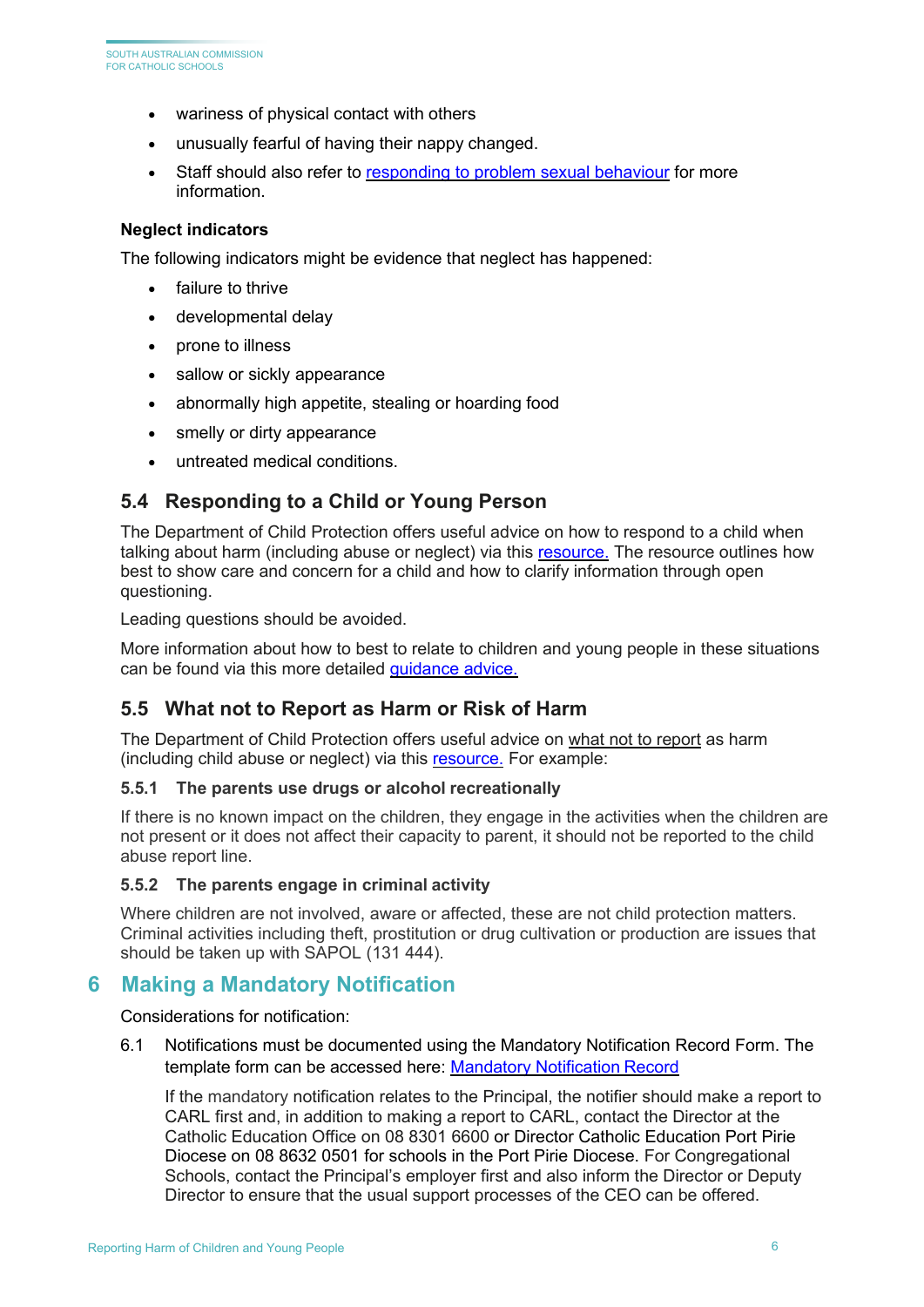- wariness of physical contact with others
- unusually fearful of having their nappy changed.
- Staff should also refer to responding to problem sexual behaviour for more information.

**Neglect indicators**

The following indicators might be evidence that neglect has happened:

- failure to thrive
- developmental delay
- prone to illness
- sallow or sickly appearance
- abnormally high appetite, stealing or hoarding food
- smelly or dirty appearance
- untreated medical conditions.

### 5.4 Responding to a Child or Young Person

The Department of Child Protection offers useful advice on how to respond to a child when talking about harm (including abuse or neglect) via this resource. The resource outlines how best to show care and concern for a child and how to clarify information through open questioning.

Leading questions should be avoided.

More information about how to best to relate to children and young people in these situations can be found via this more detailed guidance advice.

### 5.5 What not to Report as Harm or Risk of Harm

The Department of Child Protection offers useful advice on what not to report as harm (including child abuse or neglect) via this resource. For example:

#### 5.5.1 The parents use drugs or alcohol recreationally

If there is no known impact on the children, they engage in the activities when the children are not present or it does not affect their capacity to parent, it should not be reported to the child abuse report line.

#### 5.5.2 The parents engage in criminal activity

Where children are not involved, aware or affected, these are not child protection matters. Criminal activities including theft, prostitution or drug cultivation or production are issues that should be taken up with SAPOL (131 444).

## 6 Making a Mandatory Notification

Considerations for notification:

6.1 Notifications must be documented using the Mandatory Notification Record Form. The template form can be accessed here: Mandatory Notification Record

If the mandatory notification relates to the Principal, the notifier should make a report to CARL first and, in addition to making a report to CARL, contact the Director at the Catholic Education Office on 08 8301 6600 or Director Catholic Education Port Pirie Diocese on 08 8632 0501 for schools in the Port Pirie Diocese. For Congregational Schools, contact the Principal's employer first and also inform the Director or Deputy Director to ensure that the usual support processes of the CEO can be offered.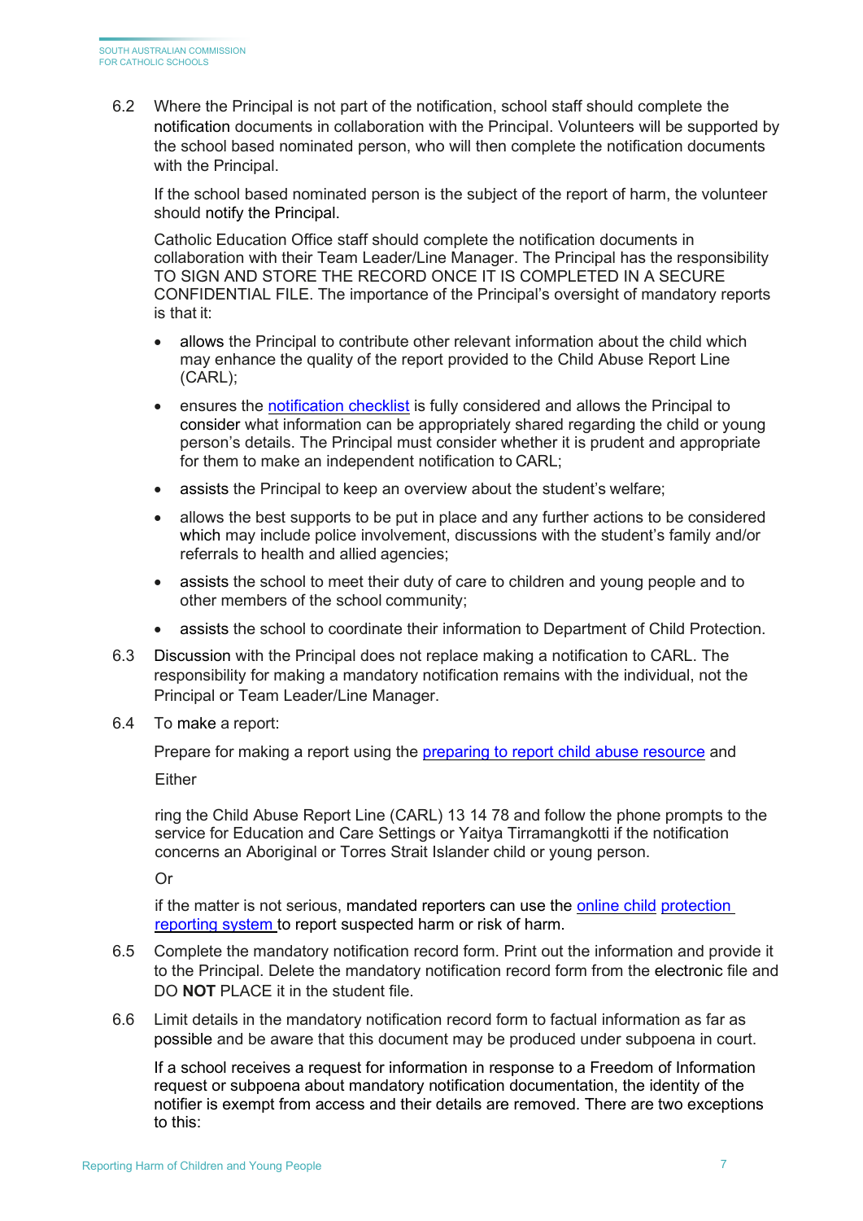6.2 Where the Principal is not part of the notification, school staff should complete the notification documents in collaboration with the Principal. Volunteers will be supported by the school based nominated person, who will then complete the notification documents with the Principal.

If the school based nominated person is the subject of the report of harm, the volunteer should notify the Principal.

Catholic Education Office staff should complete the notification documents in collaboration with their Team Leader/Line Manager. The Principal has the responsibility TO SIGN AND STORE THE RECORD ONCE IT IS COMPLETED IN A SECURE CONFIDENTIAL FILE. The importance of the Principal's oversight of mandatory reports is that it:

- allows the Principal to contribute other relevant information about the child which may enhance the quality of the report provided to the Child Abuse Report Line (CARL);
- ensures the notification checklist is fully considered and allows the Principal to consider what information can be appropriately shared regarding the child or young person's details. The Principal must consider whether it is prudent and appropriate for them to make an independent notification to CARL;
- assists the Principal to keep an overview about the student's welfare;
- allows the best supports to be put in place and any further actions to be considered which may include police involvement, discussions with the student's family and/or referrals to health and allied agencies;
- assists the school to meet their duty of care to children and young people and to other members of the school community;
- assists the school to coordinate their information to Department of Child Protection.

6.3 Discussion with the Principal does not replace making a notification to CARL. The responsibility for making a mandatory notification remains with the individual, not the Principal or Team Leader/Line Manager.

6.4 To make a report:

Prepare for making a report using the preparing to report child abuse resource and

Either

ring the Child Abuse Report Line (CARL) 13 14 78 and follow the phone prompts to the service for Education and Care Settings or Yaitya Tirramangkotti if the notification concerns an Aboriginal or Torres Strait Islander child or young person.

Or

if the matter is not serious, mandated reporters can use the online child protection reporting system to report suspected harm or risk of harm.

6.5 Complete the mandatory notification record form. Print out the information and provide it to the Principal. Delete the mandatory notification record form from the electronic file and DO **NOT** PLACE it in the student file.

6.6 Limit details in the mandatory notification record form to factual information as far as possible and be aware that this document may be produced under subpoena in court.

If a school receives a request for information in response to a Freedom of Information request or subpoena about mandatory notification documentation, the identity of the notifier is exempt from access and their details are removed. There are two exceptions to this: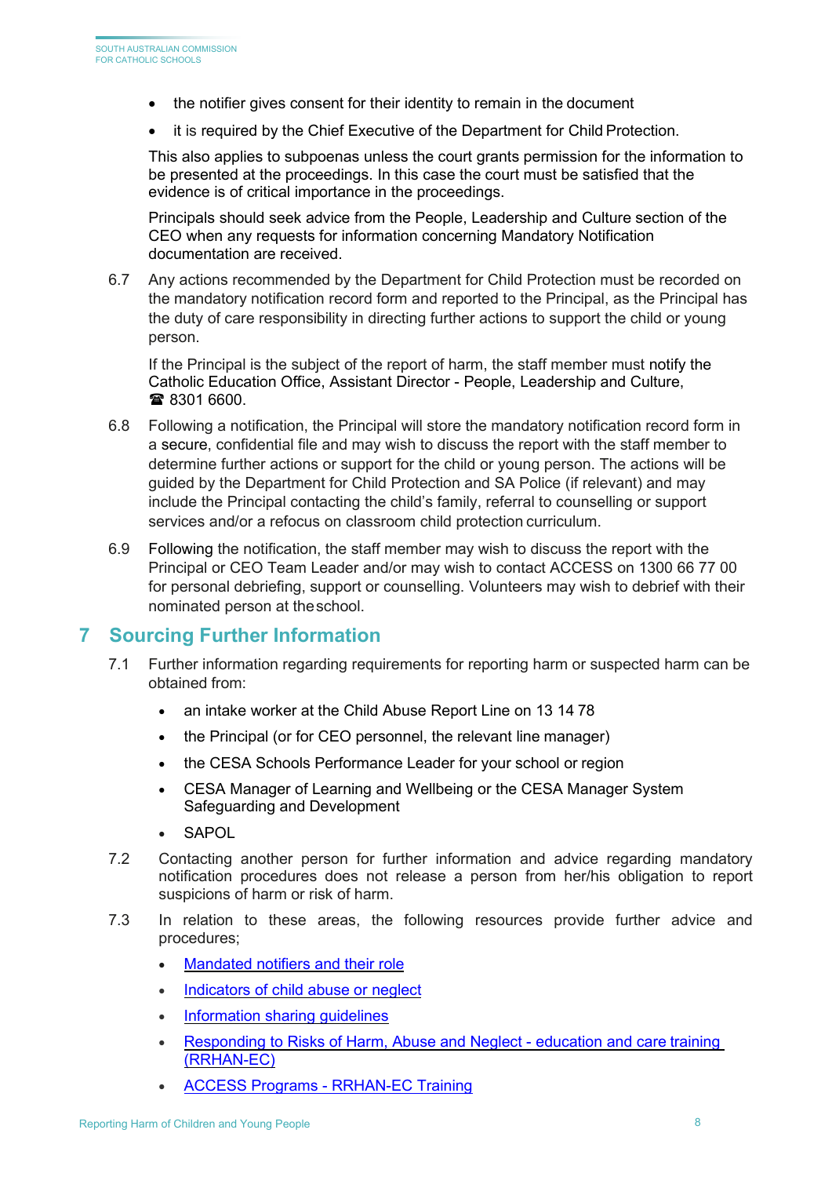- the notifier gives consent for their identity to remain in the document
- it is required by the Chief Executive of the Department for Child Protection.

This also applies to subpoenas unless the court grants permission for the information to be presented at the proceedings. In this case the court must be satisfied that the evidence is of critical importance in the proceedings.

Principals should seek advice from the People, Leadership and Culture section of the CEO when any requests for information concerning Mandatory Notification documentation are received.

6.7 Any actions recommended by the Department for Child Protection must be recorded on the mandatory notification record form and reported to the Principal, as the Principal has the duty of care responsibility in directing further actions to support the child or young person.

If the Principal is the subject of the report of harm, the staff member must notify the Catholic Education Office, Assistant Director - People, Leadership and Culture, ☎ 8301 6600.

6.8 Following a notification, the Principal will store the mandatory notification record form in a secure, confidential file and may wish to discuss the report with the staff member to determine further actions or support for the child or young person. The actions will be guided by the Department for Child Protection and SA Police (if relevant) and may include the Principal contacting the child's family, referral to counselling or support services and/or a refocus on classroom child protection curriculum.

6.9 Following the notification, the staff member may wish to discuss the report with the Principal or CEO Team Leader and/or may wish to contact ACCESS on 1300 66 77 00 for personal debriefing, support or counselling. Volunteers may wish to debrief with their nominated person at the school.

## 7 Sourcing Further Information

7.1 Further information regarding requirements for reporting harm or suspected harm can be obtained from:

- an intake worker at the Child Abuse Report Line on 13 14 78
- the Principal (or for CEO personnel, the relevant line manager)
- the CESA Schools Performance Leader for your school or region
- CESA Manager of Learning and Wellbeing or the CESA Manager System Safeguarding and Development
- SAPOL

7.2 Contacting another person for further information and advice regarding mandatory notification procedures does not release a person from her/his obligation to report suspicions of harm or risk of harm.

7.3 In relation to these areas, the following resources provide further advice and procedures;

- Mandated notifiers and their role
- Indicators of child abuse or neglect
- Information sharing guidelines
- Responding to Risks of Harm, Abuse and Neglect - education and care training (RRHAN-EC)
- ACCESS Programs - RRHAN-EC Training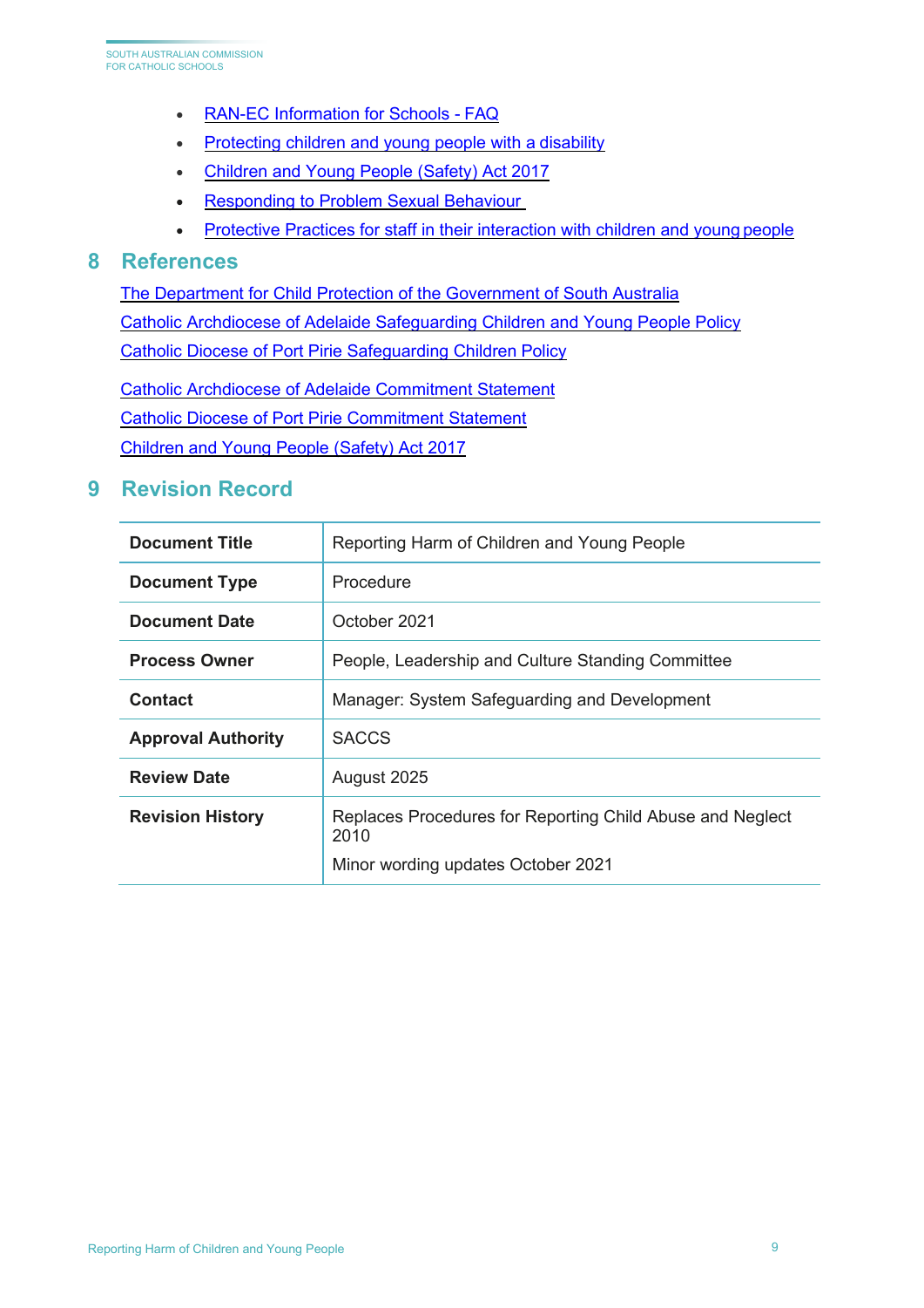- RAN-EC Information for Schools - FAQ
- Protecting children and young people with a disability
- Children and Young People (Safety) Act 2017
- Responding to Problem Sexual Behaviour
- Protective Practices for staff in their interaction with children and young people

## 8 References

The Department for Child Protection of the Government of South Australia

Catholic Archdiocese of Adelaide Safeguarding Children and Young People Policy

Catholic Diocese of Port Pirie Safeguarding Children Policy

Catholic Archdiocese of Adelaide Commitment Statement

Catholic Diocese of Port Pirie Commitment Statement

Children and Young People (Safety) Act 2017

## 9 Revision Record

| | |
|---|---|
| **Document Title** | Reporting Harm of Children and Young People |
| **Document Type** | Procedure |
| **Document Date** | October 2021 |
| **Process Owner** | People, Leadership and Culture Standing Committee |
| **Contact** | Manager: System Safeguarding and Development |
| **Approval Authority** | SACCS |
| **Review Date** | August 2025 |
| **Revision History** | Replaces Procedures for Reporting Child Abuse and Neglect 2010<br><br>Minor wording updates October 2021 |